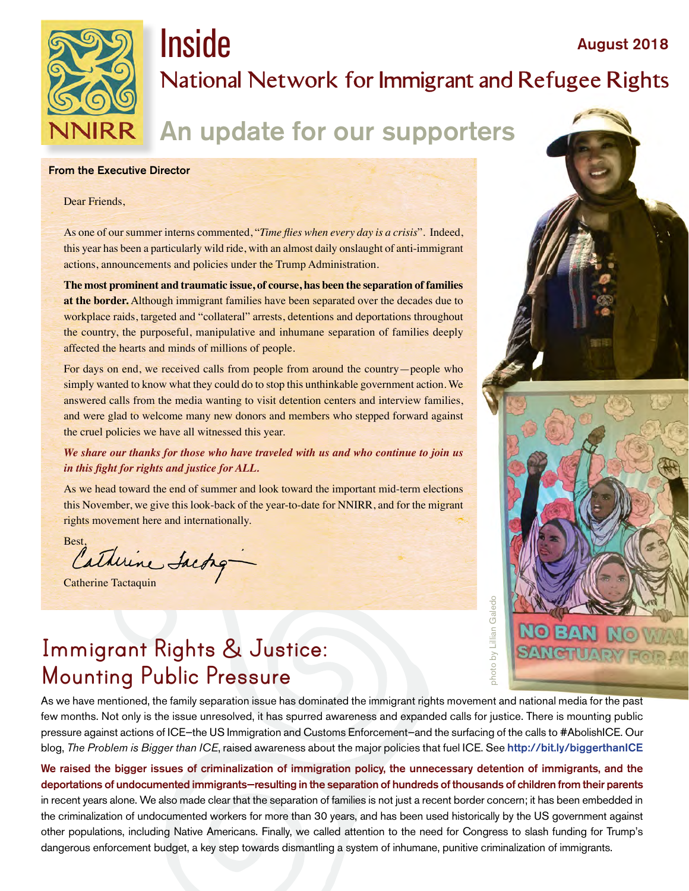# Inside

August 2018

## National Network for Immigrant and Refugee Rights

## An update for our supporters

**From the Executive Director**

Dear Friends,

As one of our summer interns commented, "*Time flies when every day is a crisis*". Indeed, this year has been a particularly wild ride, with an almost daily onslaught of anti-immigrant actions, announcements and policies under the Trump Administration.

**The most prominent and traumatic issue, of course, has been the separation of families at the border.** Although immigrant families have been separated over the decades due to workplace raids, targeted and "collateral" arrests, detentions and deportations throughout the country, the purposeful, manipulative and inhumane separation of families deeply affected the hearts and minds of millions of people.

For days on end, we received calls from people from around the country—people who simply wanted to know what they could do to stop this unthinkable government action. We answered calls from the media wanting to visit detention centers and interview families, and were glad to welcome many new donors and members who stepped forward against the cruel policies we have all witnessed this year.

***We share our thanks for those who have traveled with us and who continue to join us in this fight for rights and justice for ALL.***

As we head toward the end of summer and look toward the important mid-term elections this November, we give this look-back of the year-to-date for NNIRR, and for the migrant rights movement here and internationally.

Best,

Catherine Tactaquin

photo by Lillian Galedo

## Immigrant Rights & Justice: Mounting Public Pressure

As we have mentioned, the family separation issue has dominated the immigrant rights movement and national media for the past few months. Not only is the issue unresolved, it has spurred awareness and expanded calls for justice. There is mounting public pressure against actions of ICE–the US Immigration and Customs Enforcement–and the surfacing of the calls to #AbolishICE. Our blog, *The Problem is Bigger than ICE*, raised awareness about the major policies that fuel ICE. See **http://bit.ly/biggerthanICE**

**We raised the bigger issues of criminalization of immigration policy, the unnecessary detention of immigrants, and the deportations of undocumented immigrants–resulting in the separation of hundreds of thousands of children from their parents** in recent years alone. We also made clear that the separation of families is not just a recent border concern; it has been embedded in the criminalization of undocumented workers for more than 30 years, and has been used historically by the US government against other populations, including Native Americans. Finally, we called attention to the need for Congress to slash funding for Trump's dangerous enforcement budget, a key step towards dismantling a system of inhumane, punitive criminalization of immigrants.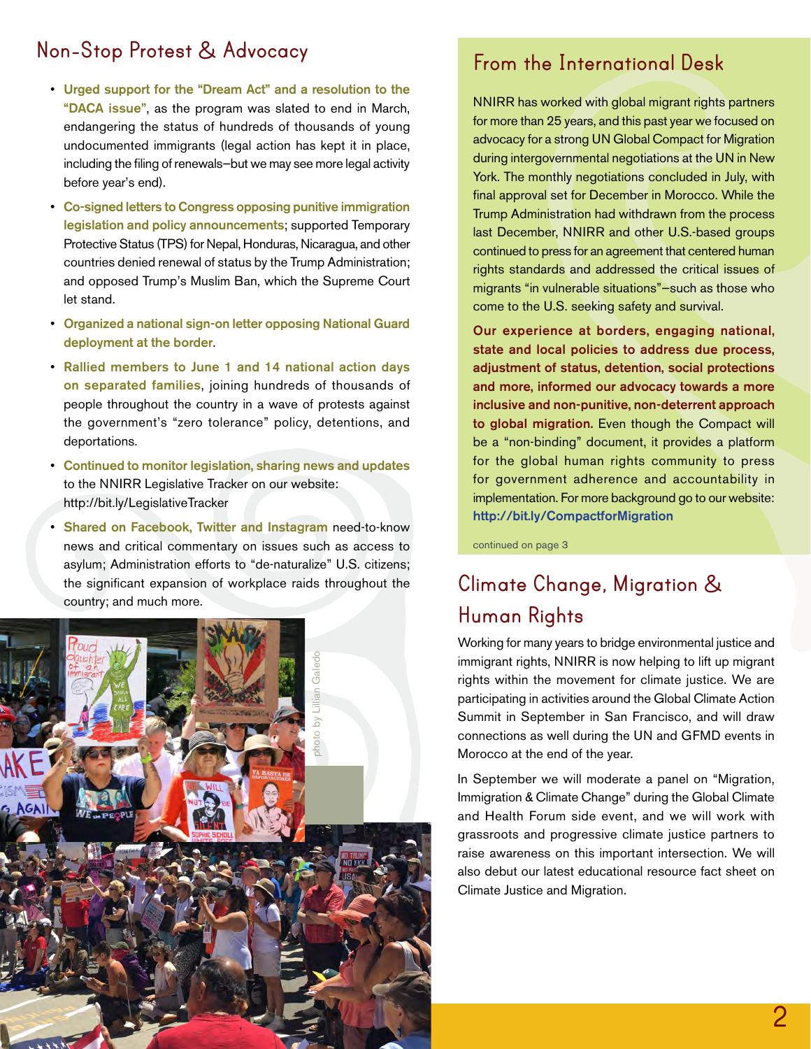## Non-Stop Protest & Advocacy

- **Urged support for the "Dream Act" and a resolution to the "DACA issue"**, as the program was slated to end in March, endangering the status of hundreds of thousands of young undocumented immigrants (legal action has kept it in place, including the filing of renewals—but we may see more legal activity before year's end).
- **Co-signed letters to Congress opposing punitive immigration legislation and policy announcements**; supported Temporary Protective Status (TPS) for Nepal, Honduras, Nicaragua, and other countries denied renewal of status by the Trump Administration; and opposed Trump's Muslim Ban, which the Supreme Court let stand.
- **Organized a national sign-on letter opposing National Guard deployment at the border**.
- **Rallied members to June 1 and 14 national action days on separated families**, joining hundreds of thousands of people throughout the country in a wave of protests against the government's "zero tolerance" policy, detentions, and deportations.
- **Continued to monitor legislation, sharing news and updates** to the NNIRR Legislative Tracker on our website: http://bit.ly/LegislativeTracker
- **Shared on Facebook, Twitter and Instagram** need-to-know news and critical commentary on issues such as access to asylum; Administration efforts to "de-naturalize" U.S. citizens; the significant expansion of workplace raids throughout the country; and much more.

photo by Lillian Galedo

## From the International Desk

NNIRR has worked with global migrant rights partners for more than 25 years, and this past year we focused on advocacy for a strong UN Global Compact for Migration during intergovernmental negotiations at the UN in New York. The monthly negotiations concluded in July, with final approval set for December in Morocco. While the Trump Administration had withdrawn from the process last December, NNIRR and other U.S.-based groups continued to press for an agreement that centered human rights standards and addressed the critical issues of migrants "in vulnerable situations"—such as those who come to the U.S. seeking safety and survival.

**Our experience at borders, engaging national, state and local policies to address due process, adjustment of status, detention, social protections and more, informed our advocacy towards a more inclusive and non-punitive, non-deterrent approach to global migration.** Even though the Compact will be a "non-binding" document, it provides a platform for the global human rights community to press for government adherence and accountability in implementation. For more background go to our website: **http://bit.ly/CompactforMigration**

continued on page 3

## Climate Change, Migration & Human Rights

Working for many years to bridge environmental justice and immigrant rights, NNIRR is now helping to lift up migrant rights within the movement for climate justice. We are participating in activities around the Global Climate Action Summit in September in San Francisco, and will draw connections as well during the UN and GFMD events in Morocco at the end of the year.

In September we will moderate a panel on "Migration, Immigration & Climate Change" during the Global Climate and Health Forum side event, and we will work with grassroots and progressive climate justice partners to raise awareness on this important intersection. We will also debut our latest educational resource fact sheet on Climate Justice and Migration.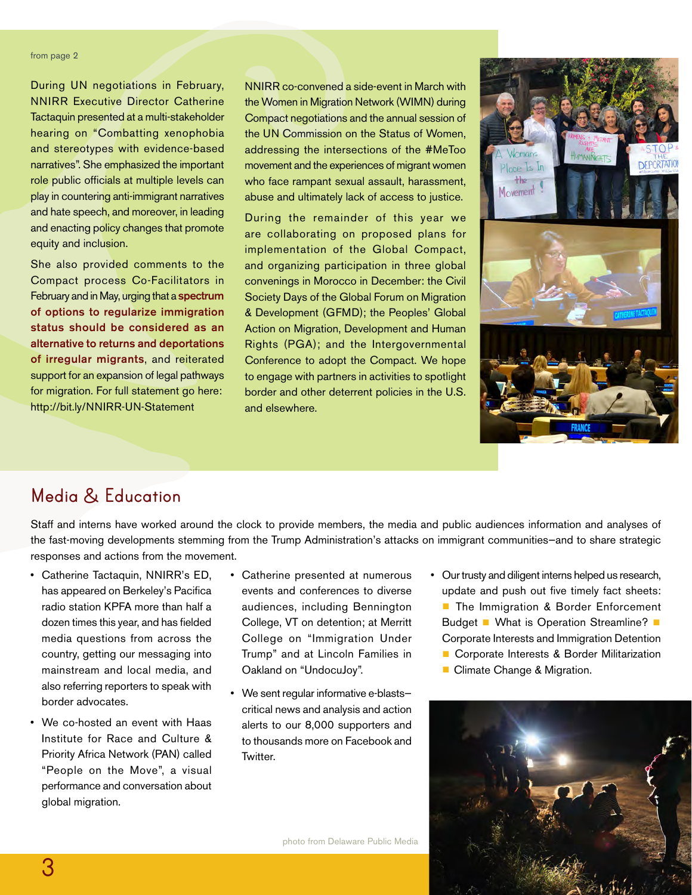from page 2

During UN negotiations in February, NNIRR Executive Director Catherine Tactaquin presented at a multi-stakeholder hearing on "Combatting xenophobia and stereotypes with evidence-based narratives". She emphasized the important role public officials at multiple levels can play in countering anti-immigrant narratives and hate speech, and moreover, in leading and enacting policy changes that promote equity and inclusion.

She also provided comments to the Compact process Co-Facilitators in February and in May, urging that a **spectrum of options to regularize immigration status should be considered as an alternative to returns and deportations of irregular migrants**, and reiterated support for an expansion of legal pathways for migration. For full statement go here: http://bit.ly/NNIRR-UN-Statement

NNIRR co-convened a side-event in March with the Women in Migration Network (WIMN) during Compact negotiations and the annual session of the UN Commission on the Status of Women, addressing the intersections of the #MeToo movement and the experiences of migrant women who face rampant sexual assault, harassment, abuse and ultimately lack of access to justice.

During the remainder of this year we are collaborating on proposed plans for implementation of the Global Compact, and organizing participation in three global convenings in Morocco in December: the Civil Society Days of the Global Forum on Migration & Development (GFMD); the Peoples' Global Action on Migration, Development and Human Rights (PGA); and the Intergovernmental Conference to adopt the Compact. We hope to engage with partners in activities to spotlight border and other deterrent policies in the U.S. and elsewhere.

## Media & Education

Staff and interns have worked around the clock to provide members, the media and public audiences information and analyses of the fast-moving developments stemming from the Trump Administration's attacks on immigrant communities–and to share strategic responses and actions from the movement.

- Catherine Tactaquin, NNIRR's ED, has appeared on Berkeley's Pacifica radio station KPFA more than half a dozen times this year, and has fielded media questions from across the country, getting our messaging into mainstream and local media, and also referring reporters to speak with border advocates.
- We co-hosted an event with Haas Institute for Race and Culture & Priority Africa Network (PAN) called "People on the Move", a visual performance and conversation about global migration.
- Catherine presented at numerous events and conferences to diverse audiences, including Bennington College, VT on detention; at Merritt College on "Immigration Under Trump" and at Lincoln Families in Oakland on "UndocuJoy".
- We sent regular informative e-blasts–critical news and analysis and action alerts to our 8,000 supporters and to thousands more on Facebook and Twitter.
- Our trusty and diligent interns helped us research, update and push out five timely fact sheets: ■ The Immigration & Border Enforcement Budget ■ What is Operation Streamline? ■ Corporate Interests and Immigration Detention ■ Corporate Interests & Border Militarization ■ Climate Change & Migration.

photo from Delaware Public Media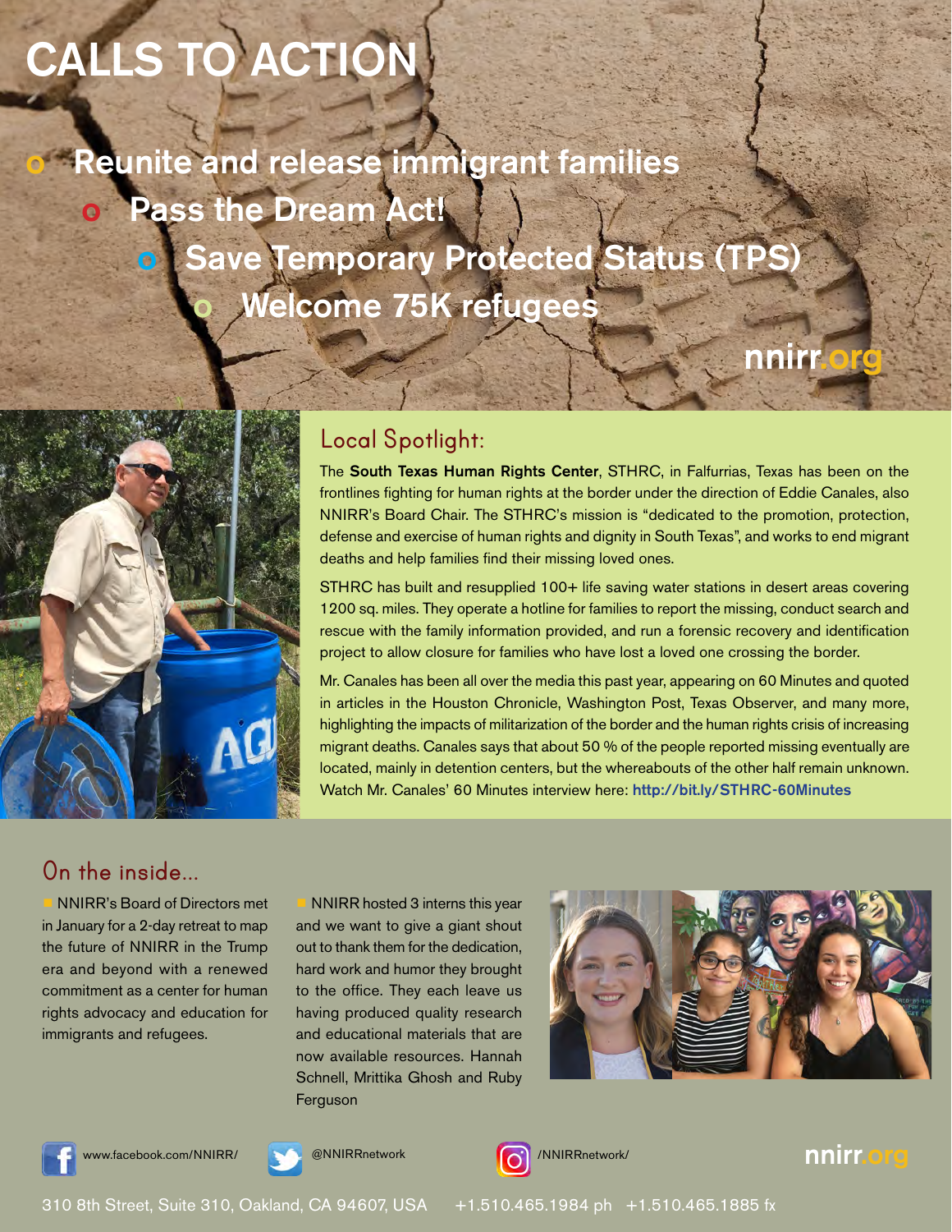# CALLS TO ACTION

- Reunite and release immigrant families
- Pass the Dream Act!
- Save Temporary Protected Status (TPS)
- Welcome 75K refugees

nnirr.org

## Local Spotlight:

The **South Texas Human Rights Center**, STHRC, in Falfurrias, Texas has been on the frontlines fighting for human rights at the border under the direction of Eddie Canales, also NNIRR's Board Chair. The STHRC's mission is "dedicated to the promotion, protection, defense and exercise of human rights and dignity in South Texas", and works to end migrant deaths and help families find their missing loved ones.

STHRC has built and resupplied 100+ life saving water stations in desert areas covering 1200 sq. miles. They operate a hotline for families to report the missing, conduct search and rescue with the family information provided, and run a forensic recovery and identification project to allow closure for families who have lost a loved one crossing the border.

Mr. Canales has been all over the media this past year, appearing on 60 Minutes and quoted in articles in the Houston Chronicle, Washington Post, Texas Observer, and many more, highlighting the impacts of militarization of the border and the human rights crisis of increasing migrant deaths. Canales says that about 50 % of the people reported missing eventually are located, mainly in detention centers, but the whereabouts of the other half remain unknown. Watch Mr. Canales' 60 Minutes interview here: **http://bit.ly/STHRC-60Minutes**

## On the inside...

- NNIRR's Board of Directors met in January for a 2-day retreat to map the future of NNIRR in the Trump era and beyond with a renewed commitment as a center for human rights advocacy and education for immigrants and refugees.

- NNIRR hosted 3 interns this year and we want to give a giant shout out to thank them for the dedication, hard work and humor they brought to the office. They each leave us having produced quality research and educational materials that are now available resources. Hannah Schnell, Mrittika Ghosh and Ruby Ferguson

www.facebook.com/NNIRR/ @NNIRRnetwork /NNIRRnetwork/ nnirr.org

310 8th Street, Suite 310, Oakland, CA 94607, USA +1.510.465.1984 ph +1.510.465.1885 fx